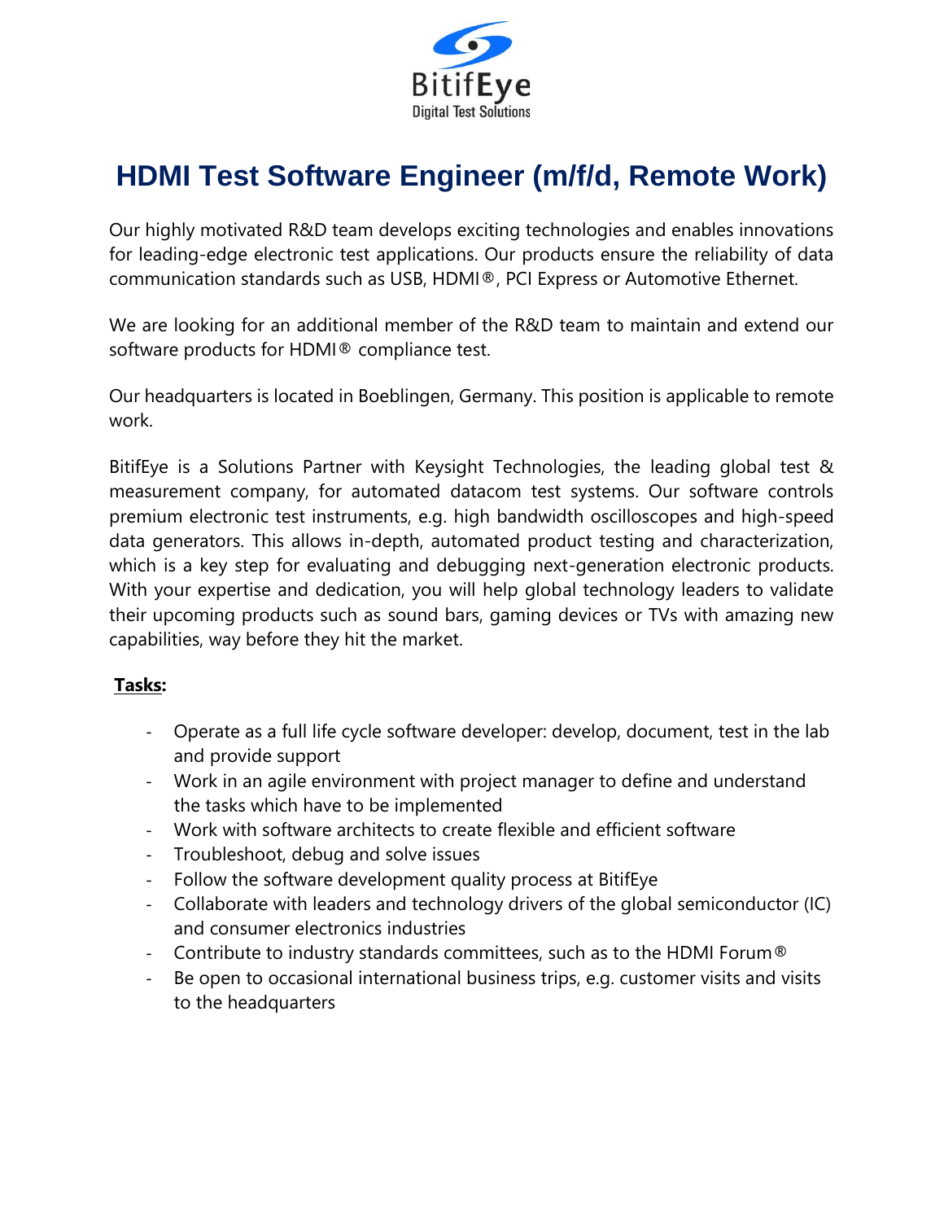BitifEye
Digital Test Solutions

# HDMI Test Software Engineer (m/f/d, Remote Work)

Our highly motivated R&D team develops exciting technologies and enables innovations for leading-edge electronic test applications. Our products ensure the reliability of data communication standards such as USB, HDMI®, PCI Express or Automotive Ethernet.

We are looking for an additional member of the R&D team to maintain and extend our software products for HDMI® compliance test.

Our headquarters is located in Boeblingen, Germany. This position is applicable to remote work.

BitifEye is a Solutions Partner with Keysight Technologies, the leading global test & measurement company, for automated datacom test systems. Our software controls premium electronic test instruments, e.g. high bandwidth oscilloscopes and high-speed data generators. This allows in-depth, automated product testing and characterization, which is a key step for evaluating and debugging next-generation electronic products. With your expertise and dedication, you will help global technology leaders to validate their upcoming products such as sound bars, gaming devices or TVs with amazing new capabilities, way before they hit the market.

**Tasks:**

- Operate as a full life cycle software developer: develop, document, test in the lab and provide support
- Work in an agile environment with project manager to define and understand the tasks which have to be implemented
- Work with software architects to create flexible and efficient software
- Troubleshoot, debug and solve issues
- Follow the software development quality process at BitifEye
- Collaborate with leaders and technology drivers of the global semiconductor (IC) and consumer electronics industries
- Contribute to industry standards committees, such as to the HDMI Forum®
- Be open to occasional international business trips, e.g. customer visits and visits to the headquarters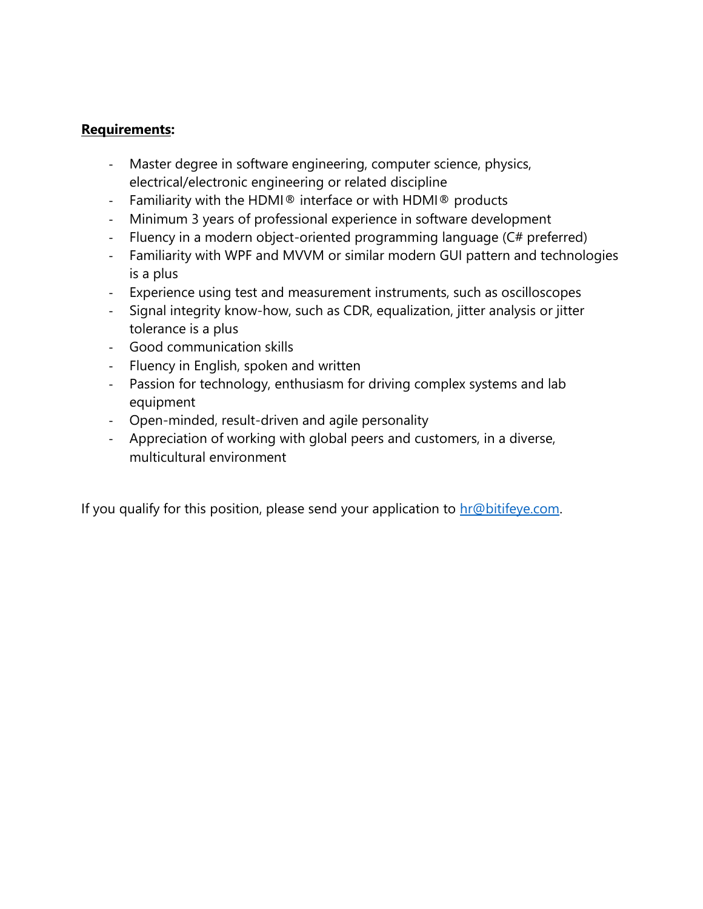**Requirements:**

- Master degree in software engineering, computer science, physics, electrical/electronic engineering or related discipline
- Familiarity with the HDMI® interface or with HDMI® products
- Minimum 3 years of professional experience in software development
- Fluency in a modern object-oriented programming language (C# preferred)
- Familiarity with WPF and MVVM or similar modern GUI pattern and technologies is a plus
- Experience using test and measurement instruments, such as oscilloscopes
- Signal integrity know-how, such as CDR, equalization, jitter analysis or jitter tolerance is a plus
- Good communication skills
- Fluency in English, spoken and written
- Passion for technology, enthusiasm for driving complex systems and lab equipment
- Open-minded, result-driven and agile personality
- Appreciation of working with global peers and customers, in a diverse, multicultural environment

If you qualify for this position, please send your application to [hr@bitifeye.com](mailto:hr@bitifeye.com).